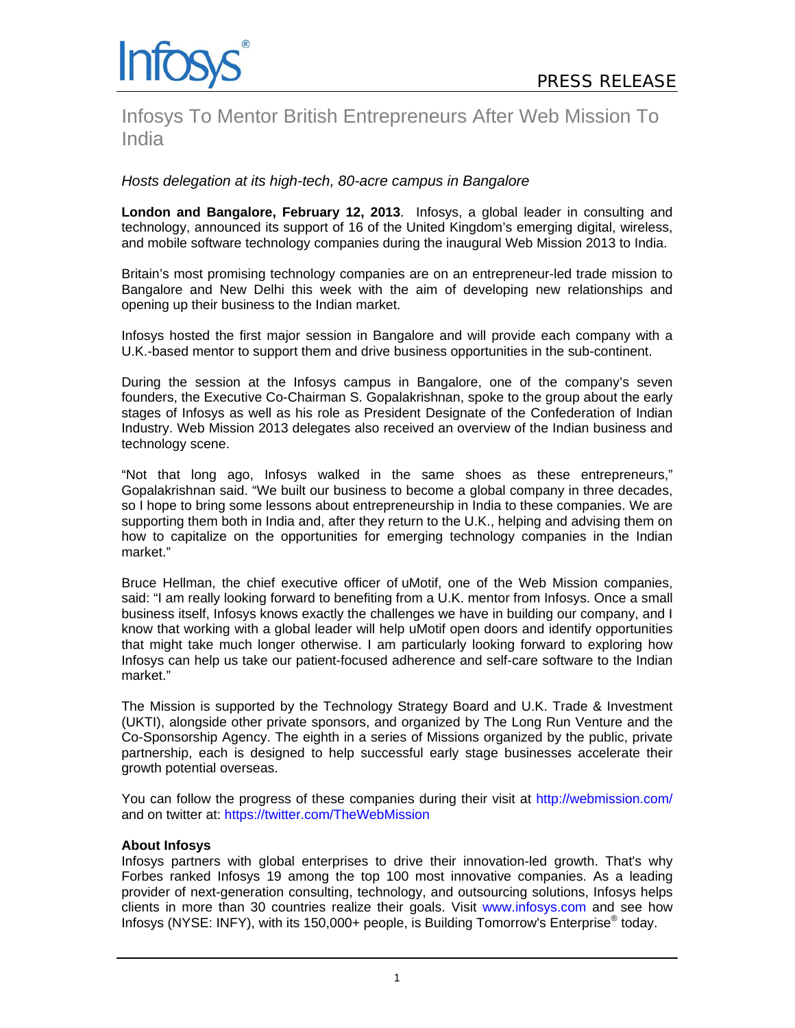PRESS RELEASE

# Infosys To Mentor British Entrepreneurs After Web Mission To India

*Hosts delegation at its high-tech, 80-acre campus in Bangalore*

**London and Bangalore, February 12, 2013**. Infosys, a global leader in consulting and technology, announced its support of 16 of the United Kingdom's emerging digital, wireless, and mobile software technology companies during the inaugural Web Mission 2013 to India.

Britain's most promising technology companies are on an entrepreneur-led trade mission to Bangalore and New Delhi this week with the aim of developing new relationships and opening up their business to the Indian market.

Infosys hosted the first major session in Bangalore and will provide each company with a U.K.-based mentor to support them and drive business opportunities in the sub-continent.

During the session at the Infosys campus in Bangalore, one of the company's seven founders, the Executive Co-Chairman S. Gopalakrishnan, spoke to the group about the early stages of Infosys as well as his role as President Designate of the Confederation of Indian Industry. Web Mission 2013 delegates also received an overview of the Indian business and technology scene.

"Not that long ago, Infosys walked in the same shoes as these entrepreneurs," Gopalakrishnan said. "We built our business to become a global company in three decades, so I hope to bring some lessons about entrepreneurship in India to these companies. We are supporting them both in India and, after they return to the U.K., helping and advising them on how to capitalize on the opportunities for emerging technology companies in the Indian market."

Bruce Hellman, the chief executive officer of uMotif, one of the Web Mission companies, said: "I am really looking forward to benefiting from a U.K. mentor from Infosys. Once a small business itself, Infosys knows exactly the challenges we have in building our company, and I know that working with a global leader will help uMotif open doors and identify opportunities that might take much longer otherwise. I am particularly looking forward to exploring how Infosys can help us take our patient-focused adherence and self-care software to the Indian market."

The Mission is supported by the Technology Strategy Board and U.K. Trade & Investment (UKTI), alongside other private sponsors, and organized by The Long Run Venture and the Co-Sponsorship Agency. The eighth in a series of Missions organized by the public, private partnership, each is designed to help successful early stage businesses accelerate their growth potential overseas.

You can follow the progress of these companies during their visit at http://webmission.com/ and on twitter at: https://twitter.com/TheWebMission

**About Infosys**

Infosys partners with global enterprises to drive their innovation-led growth. That's why Forbes ranked Infosys 19 among the top 100 most innovative companies. As a leading provider of next-generation consulting, technology, and outsourcing solutions, Infosys helps clients in more than 30 countries realize their goals. Visit www.infosys.com and see how Infosys (NYSE: INFY), with its 150,000+ people, is Building Tomorrow's Enterprise® today.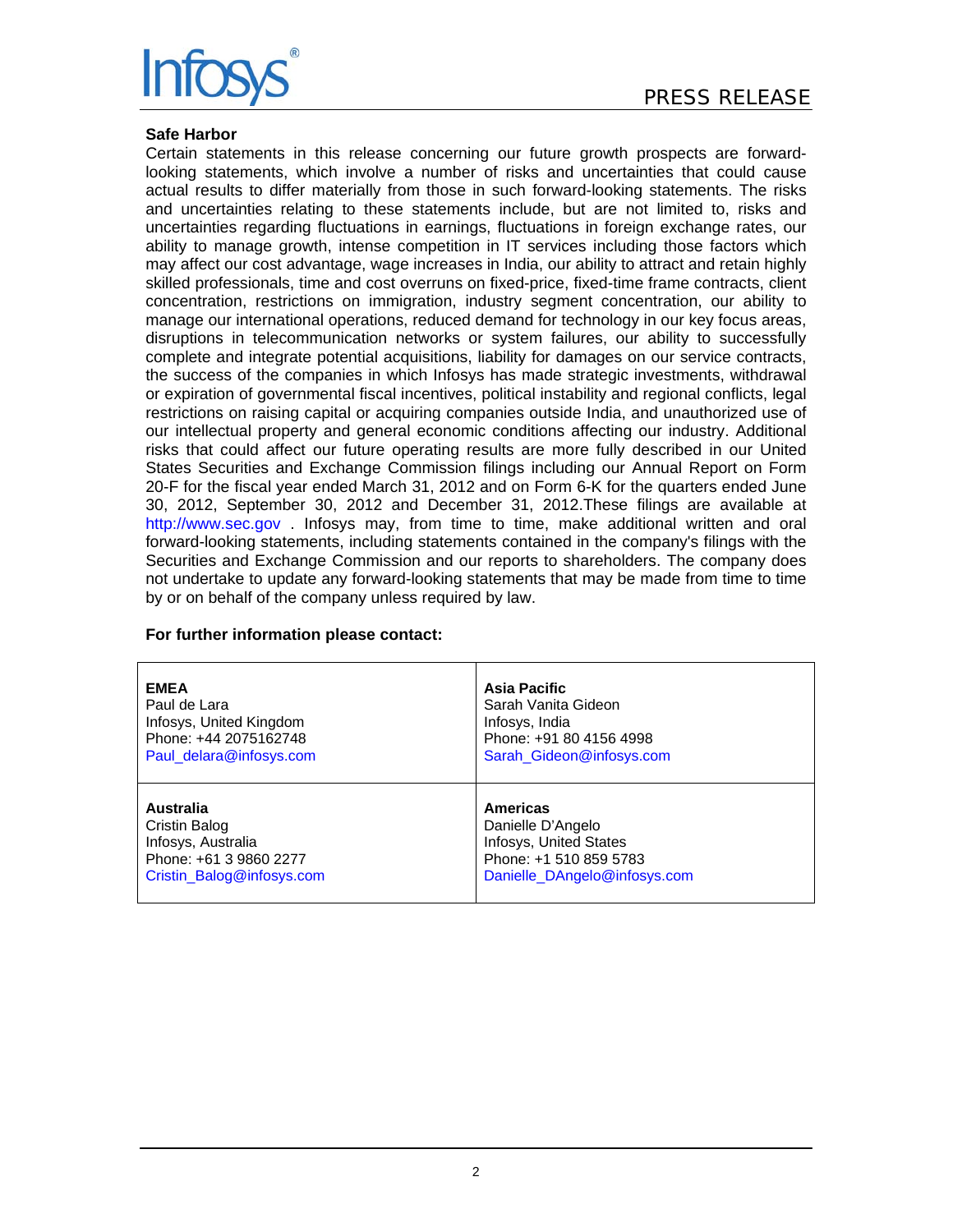## Safe Harbor

Certain statements in this release concerning our future growth prospects are forward-looking statements, which involve a number of risks and uncertainties that could cause actual results to differ materially from those in such forward-looking statements. The risks and uncertainties relating to these statements include, but are not limited to, risks and uncertainties regarding fluctuations in earnings, fluctuations in foreign exchange rates, our ability to manage growth, intense competition in IT services including those factors which may affect our cost advantage, wage increases in India, our ability to attract and retain highly skilled professionals, time and cost overruns on fixed-price, fixed-time frame contracts, client concentration, restrictions on immigration, industry segment concentration, our ability to manage our international operations, reduced demand for technology in our key focus areas, disruptions in telecommunication networks or system failures, our ability to successfully complete and integrate potential acquisitions, liability for damages on our service contracts, the success of the companies in which Infosys has made strategic investments, withdrawal or expiration of governmental fiscal incentives, political instability and regional conflicts, legal restrictions on raising capital or acquiring companies outside India, and unauthorized use of our intellectual property and general economic conditions affecting our industry. Additional risks that could affect our future operating results are more fully described in our United States Securities and Exchange Commission filings including our Annual Report on Form 20-F for the fiscal year ended March 31, 2012 and on Form 6-K for the quarters ended June 30, 2012, September 30, 2012 and December 31, 2012.These filings are available at http://www.sec.gov . Infosys may, from time to time, make additional written and oral forward-looking statements, including statements contained in the company's filings with the Securities and Exchange Commission and our reports to shareholders. The company does not undertake to update any forward-looking statements that may be made from time to time by or on behalf of the company unless required by law.

**For further information please contact:**

| | |
|---|---|
| **EMEA**<br>Paul de Lara<br>Infosys, United Kingdom<br>Phone: +44 2075162748<br>Paul_delara@infosys.com | **Asia Pacific**<br>Sarah Vanita Gideon<br>Infosys, India<br>Phone: +91 80 4156 4998<br>Sarah_Gideon@infosys.com |
| **Australia**<br>Cristin Balog<br>Infosys, Australia<br>Phone: +61 3 9860 2277<br>Cristin_Balog@infosys.com | **Americas**<br>Danielle D'Angelo<br>Infosys, United States<br>Phone: +1 510 859 5783<br>Danielle_DAngelo@infosys.com |